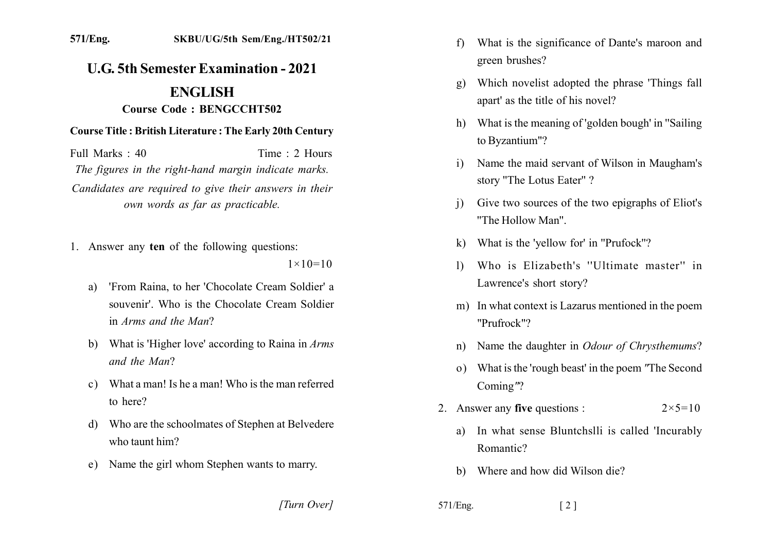571/Eng. SKBU/UG/5th Sem/Eng./HT502/21

# U.G. 5th Semester Examination - 2021

## ENGLISH

### Course Code : BENGCCHT502

**Course Title : British Literature : The Early 20th Century**

Full Marks : 40 Time : 2 Hours

*The figures in the right-hand margin indicate marks.*

*Candidates are required to give their answers in their own words as far as practicable.*

1. Answer any **ten** of the following questions: $1 \times 10 = 10$

   a) 'From Raina, to her 'Chocolate Cream Soldier' a souvenir'. Who is the Chocolate Cream Soldier in *Arms and the Man*?

   b) What is 'Higher love' according to Raina in *Arms and the Man*?

   c) What a man! Is he a man! Who is the man referred to here?

   d) Who are the schoolmates of Stephen at Belvedere who taunt him?

   e) Name the girl whom Stephen wants to marry.

   f) What is the significance of Dante's maroon and green brushes?

   g) Which novelist adopted the phrase 'Things fall apart' as the title of his novel?

   h) What is the meaning of 'golden bough' in "Sailing to Byzantium"?

   i) Name the maid servant of Wilson in Maugham's story "The Lotus Eater" ?

   j) Give two sources of the two epigraphs of Eliot's "The Hollow Man".

   k) What is the 'yellow for' in "Prufock"?

   l) Who is Elizabeth's "Ultimate master" in Lawrence's short story?

   m) In what context is Lazarus mentioned in the poem "Prufrock"?

   n) Name the daughter in *Odour of Chrysthemums*?

   o) What is the 'rough beast' in the poem "The Second Coming"?

2. Answer any **five** questions : $2 \times 5 = 10$

   a) In what sense Bluntchslli is called 'Incurably Romantic?

   b) Where and how did Wilson die?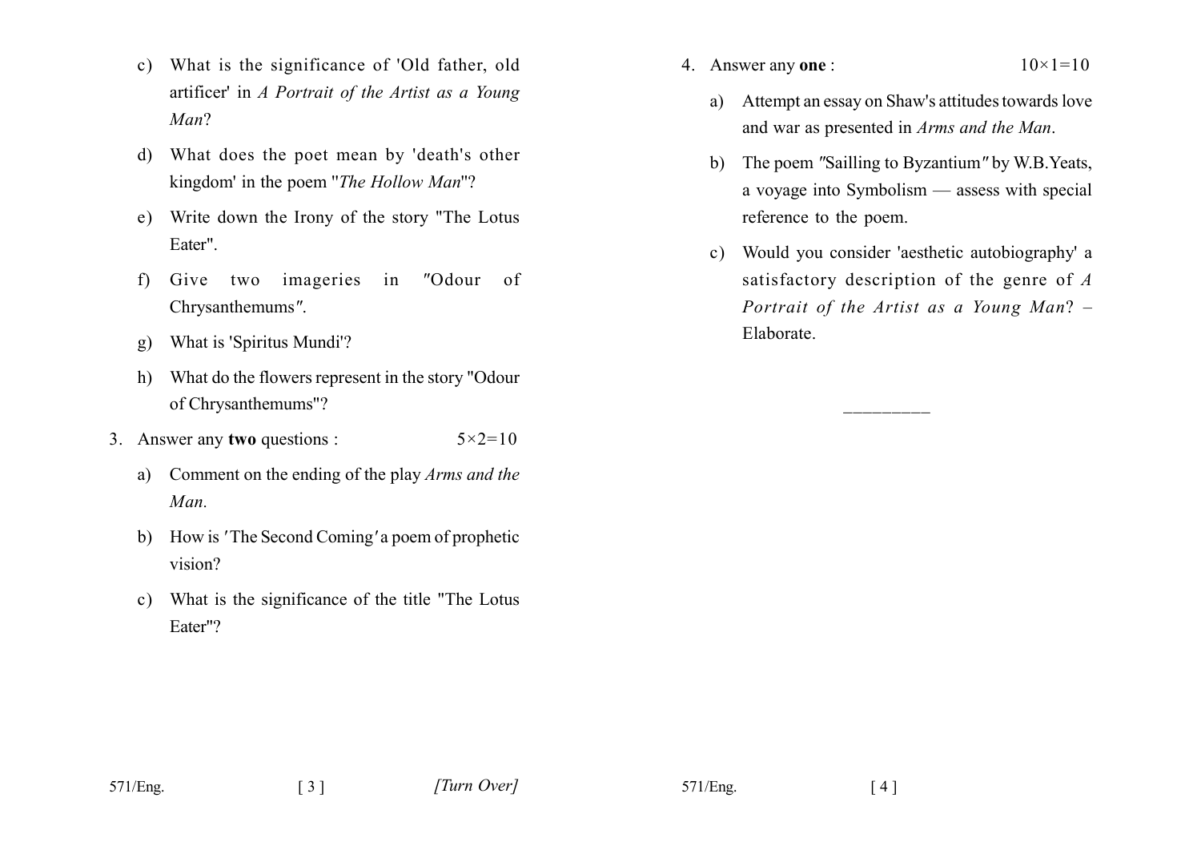c) What is the significance of 'Old father, old artificer' in *A Portrait of the Artist as a Young Man*?

d) What does the poet mean by 'death's other kingdom' in the poem "*The Hollow Man*"?

e) Write down the Irony of the story "The Lotus Eater".

f) Give two imageries in "Odour of Chrysanthemums".

g) What is 'Spiritus Mundi'?

h) What do the flowers represent in the story "Odour of Chrysanthemums"?

3. Answer any **two** questions : $5 \times 2 = 10$

a) Comment on the ending of the play *Arms and the Man*.

b) How is 'The Second Coming' a poem of prophetic vision?

c) What is the significance of the title "The Lotus Eater"?

4. Answer any **one** : $10 \times 1 = 10$

a) Attempt an essay on Shaw's attitudes towards love and war as presented in *Arms and the Man*.

b) The poem "Sailling to Byzantium" by W.B.Yeats, a voyage into Symbolism — assess with special reference to the poem.

c) Would you consider 'aesthetic autobiography' a satisfactory description of the genre of *A Portrait of the Artist as a Young Man*? – Elaborate.

—————